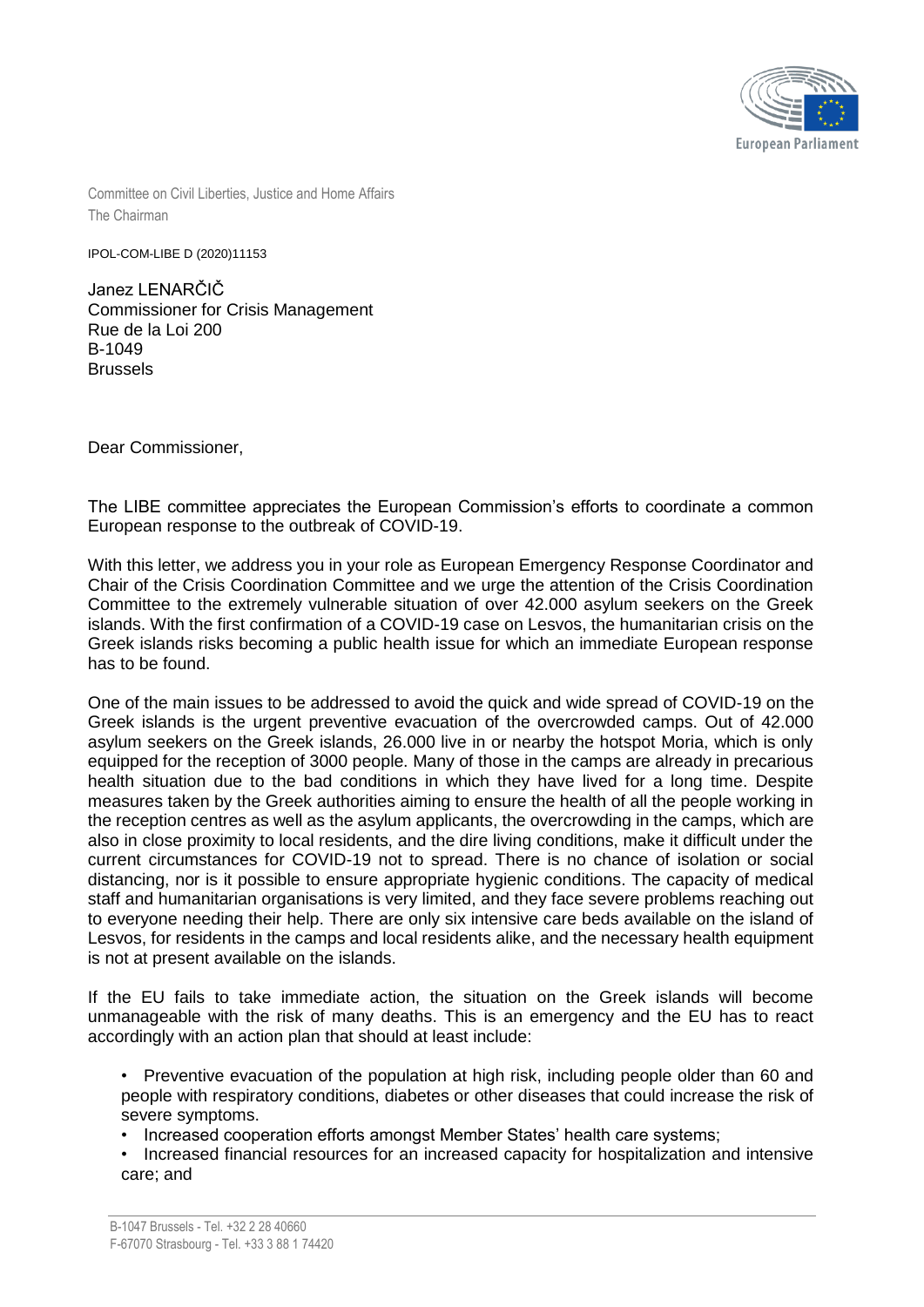Committee on Civil Liberties, Justice and Home Affairs
The Chairman

IPOL-COM-LIBE D (2020)11153

Janez LENARČIČ
Commissioner for Crisis Management
Rue de la Loi 200
B-1049
Brussels

Dear Commissioner,

The LIBE committee appreciates the European Commission's efforts to coordinate a common European response to the outbreak of COVID-19.

With this letter, we address you in your role as European Emergency Response Coordinator and Chair of the Crisis Coordination Committee and we urge the attention of the Crisis Coordination Committee to the extremely vulnerable situation of over 42.000 asylum seekers on the Greek islands. With the first confirmation of a COVID-19 case on Lesvos, the humanitarian crisis on the Greek islands risks becoming a public health issue for which an immediate European response has to be found.

One of the main issues to be addressed to avoid the quick and wide spread of COVID-19 on the Greek islands is the urgent preventive evacuation of the overcrowded camps. Out of 42.000 asylum seekers on the Greek islands, 26.000 live in or nearby the hotspot Moria, which is only equipped for the reception of 3000 people. Many of those in the camps are already in precarious health situation due to the bad conditions in which they have lived for a long time. Despite measures taken by the Greek authorities aiming to ensure the health of all the people working in the reception centres as well as the asylum applicants, the overcrowding in the camps, which are also in close proximity to local residents, and the dire living conditions, make it difficult under the current circumstances for COVID-19 not to spread. There is no chance of isolation or social distancing, nor is it possible to ensure appropriate hygienic conditions. The capacity of medical staff and humanitarian organisations is very limited, and they face severe problems reaching out to everyone needing their help. There are only six intensive care beds available on the island of Lesvos, for residents in the camps and local residents alike, and the necessary health equipment is not at present available on the islands.

If the EU fails to take immediate action, the situation on the Greek islands will become unmanageable with the risk of many deaths. This is an emergency and the EU has to react accordingly with an action plan that should at least include:

- Preventive evacuation of the population at high risk, including people older than 60 and people with respiratory conditions, diabetes or other diseases that could increase the risk of severe symptoms.
- Increased cooperation efforts amongst Member States' health care systems;
- Increased financial resources for an increased capacity for hospitalization and intensive care; and

B-1047 Brussels - Tel. +32 2 28 40660
F-67070 Strasbourg - Tel. +33 3 88 1 74420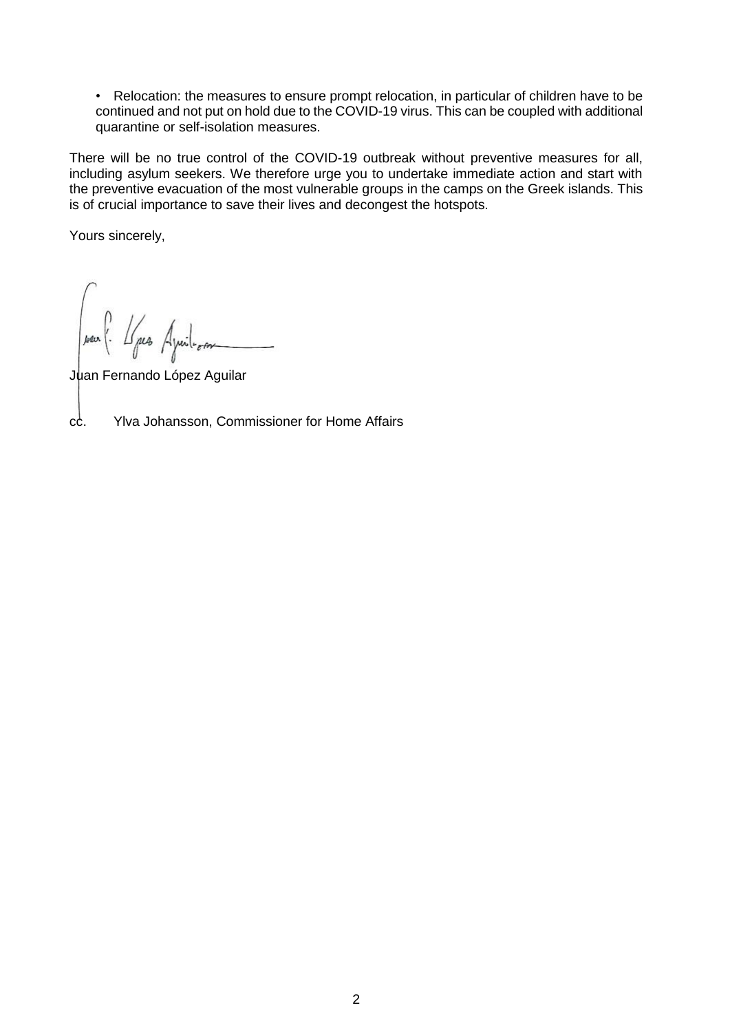- Relocation: the measures to ensure prompt relocation, in particular of children have to be continued and not put on hold due to the COVID-19 virus. This can be coupled with additional quarantine or self-isolation measures.

There will be no true control of the COVID-19 outbreak without preventive measures for all, including asylum seekers. We therefore urge you to undertake immediate action and start with the preventive evacuation of the most vulnerable groups in the camps on the Greek islands. This is of crucial importance to save their lives and decongest the hotspots.

Yours sincerely,

Juan Fernando López Aguilar

cc. Ylva Johansson, Commissioner for Home Affairs